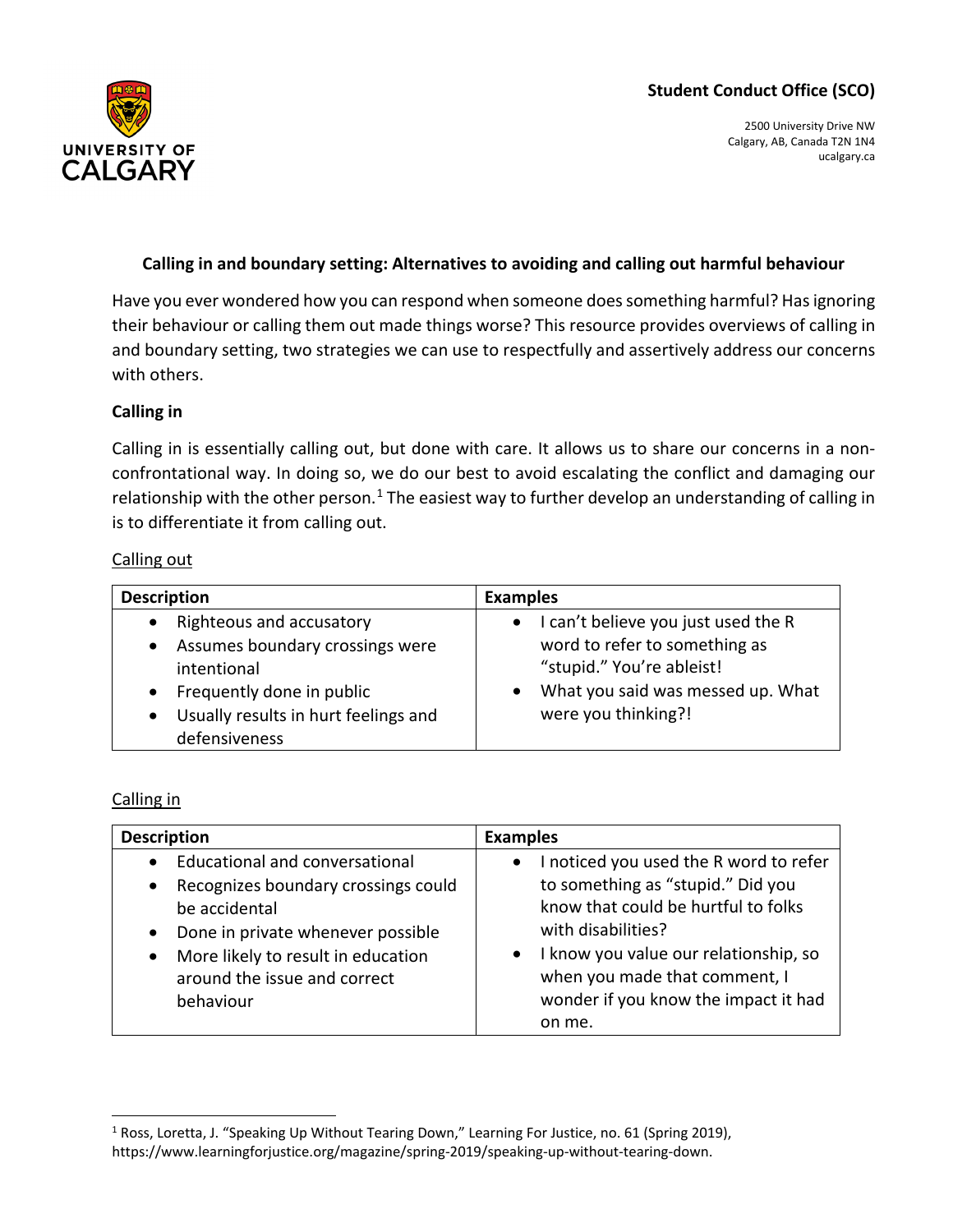**Student Conduct Office (SCO)**

2500 University Drive NW
Calgary, AB, Canada T2N 1N4
ucalgary.ca

## Calling in and boundary setting: Alternatives to avoiding and calling out harmful behaviour

Have you ever wondered how you can respond when someone does something harmful? Has ignoring their behaviour or calling them out made things worse? This resource provides overviews of calling in and boundary setting, two strategies we can use to respectfully and assertively address our concerns with others.

### Calling in

Calling in is essentially calling out, but done with care. It allows us to share our concerns in a non-confrontational way. In doing so, we do our best to avoid escalating the conflict and damaging our relationship with the other person.[1] The easiest way to further develop an understanding of calling in is to differentiate it from calling out.

<u>Calling out</u>

| Description | Examples |
|---|---|
| • Righteous and accusatory<br>• Assumes boundary crossings were intentional<br>• Frequently done in public<br>• Usually results in hurt feelings and defensiveness | • I can't believe you just used the R word to refer to something as "stupid." You're ableist!<br>• What you said was messed up. What were you thinking?! |

<u>Calling in</u>

| Description | Examples |
|---|---|
| • Educational and conversational<br>• Recognizes boundary crossings could be accidental<br>• Done in private whenever possible<br>• More likely to result in education around the issue and correct behaviour | • I noticed you used the R word to refer to something as "stupid." Did you know that could be hurtful to folks with disabilities?<br>• I know you value our relationship, so when you made that comment, I wonder if you know the impact it had on me. |

---

[1] Ross, Loretta, J. "Speaking Up Without Tearing Down," Learning For Justice, no. 61 (Spring 2019), https://www.learningforjustice.org/magazine/spring-2019/speaking-up-without-tearing-down.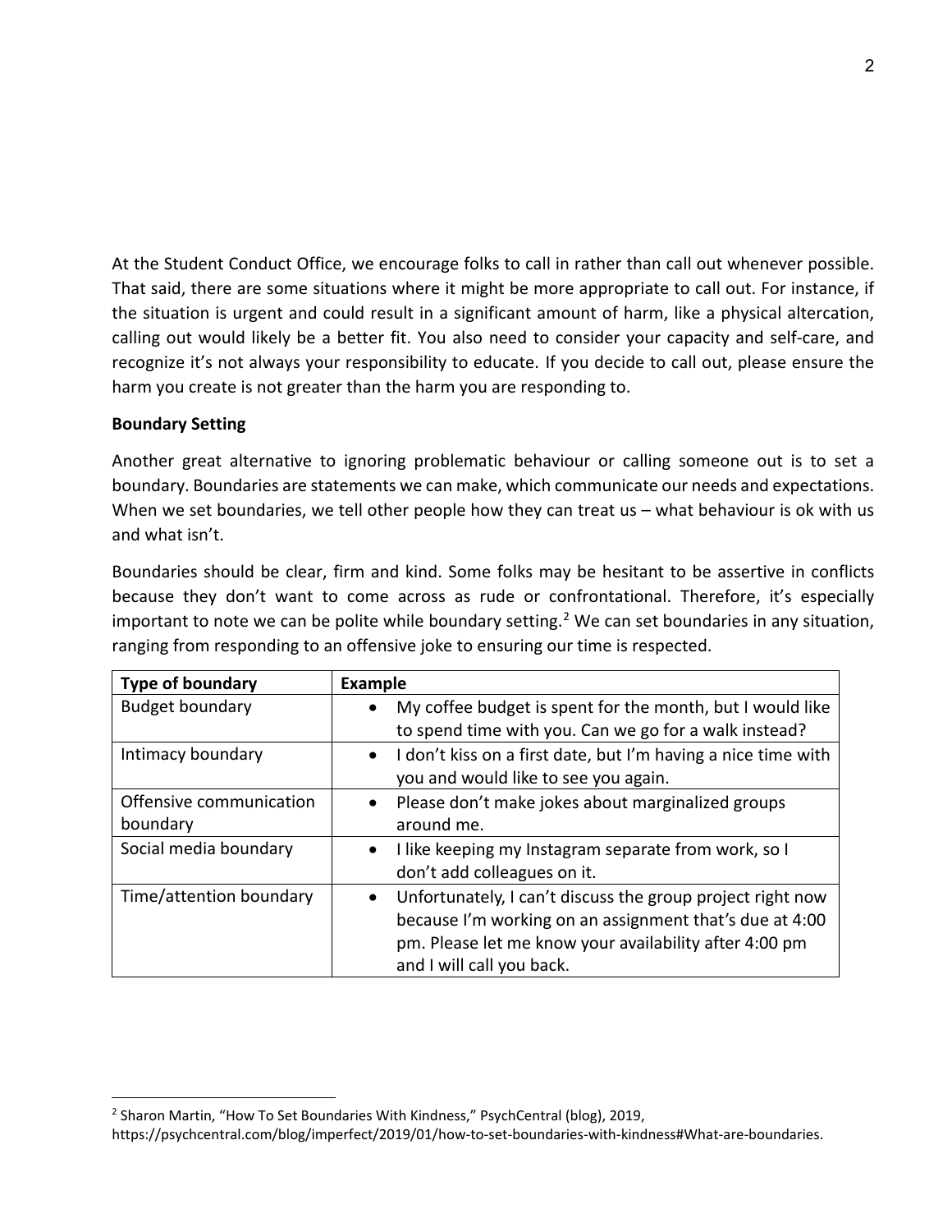At the Student Conduct Office, we encourage folks to call in rather than call out whenever possible. That said, there are some situations where it might be more appropriate to call out. For instance, if the situation is urgent and could result in a significant amount of harm, like a physical altercation, calling out would likely be a better fit. You also need to consider your capacity and self-care, and recognize it's not always your responsibility to educate. If you decide to call out, please ensure the harm you create is not greater than the harm you are responding to.

**Boundary Setting**

Another great alternative to ignoring problematic behaviour or calling someone out is to set a boundary. Boundaries are statements we can make, which communicate our needs and expectations. When we set boundaries, we tell other people how they can treat us – what behaviour is ok with us and what isn't.

Boundaries should be clear, firm and kind. Some folks may be hesitant to be assertive in conflicts because they don't want to come across as rude or confrontational. Therefore, it's especially important to note we can be polite while boundary setting.[2] We can set boundaries in any situation, ranging from responding to an offensive joke to ensuring our time is respected.

| Type of boundary | Example |
| --- | --- |
| Budget boundary | • My coffee budget is spent for the month, but I would like to spend time with you. Can we go for a walk instead? |
| Intimacy boundary | • I don't kiss on a first date, but I'm having a nice time with you and would like to see you again. |
| Offensive communication boundary | • Please don't make jokes about marginalized groups around me. |
| Social media boundary | • I like keeping my Instagram separate from work, so I don't add colleagues on it. |
| Time/attention boundary | • Unfortunately, I can't discuss the group project right now because I'm working on an assignment that's due at 4:00 pm. Please let me know your availability after 4:00 pm and I will call you back. |

[2] Sharon Martin, "How To Set Boundaries With Kindness," PsychCentral (blog), 2019, https://psychcentral.com/blog/imperfect/2019/01/how-to-set-boundaries-with-kindness#What-are-boundaries.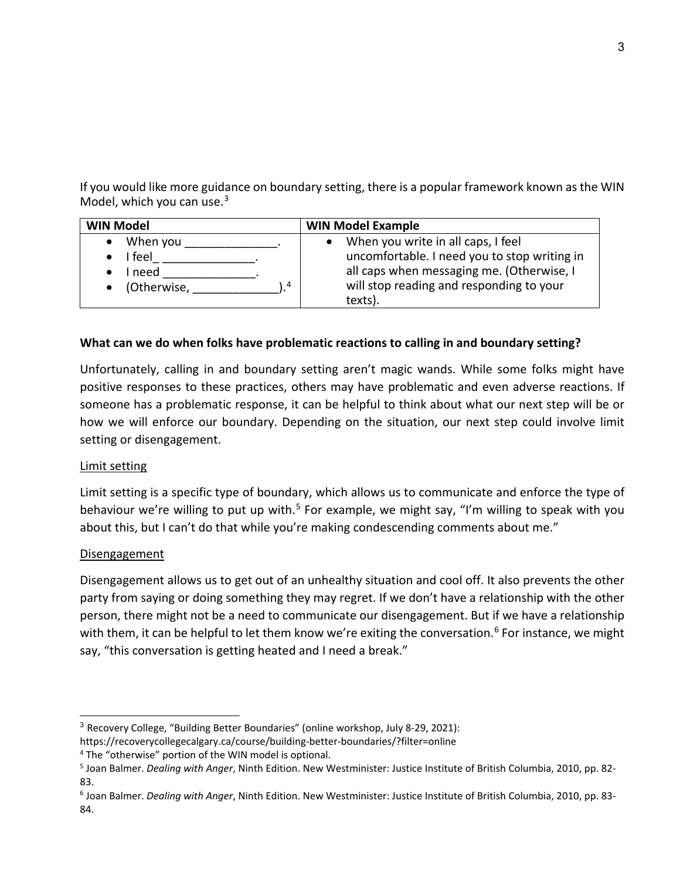If you would like more guidance on boundary setting, there is a popular framework known as the WIN Model, which you can use.[3]

| WIN Model | WIN Model Example |
| --- | --- |
| • When you ______________.<br>• I feel_ ______________.<br>• I need ______________.<br>• (Otherwise, _____________).[4] | • When you write in all caps, I feel uncomfortable. I need you to stop writing in all caps when messaging me. (Otherwise, I will stop reading and responding to your texts). |

**What can we do when folks have problematic reactions to calling in and boundary setting?**

Unfortunately, calling in and boundary setting aren't magic wands. While some folks might have positive responses to these practices, others may have problematic and even adverse reactions. If someone has a problematic response, it can be helpful to think about what our next step will be or how we will enforce our boundary. Depending on the situation, our next step could involve limit setting or disengagement.

Limit setting

Limit setting is a specific type of boundary, which allows us to communicate and enforce the type of behaviour we're willing to put up with.[5] For example, we might say, "I'm willing to speak with you about this, but I can't do that while you're making condescending comments about me."

Disengagement

Disengagement allows us to get out of an unhealthy situation and cool off. It also prevents the other party from saying or doing something they may regret. If we don't have a relationship with the other person, there might not be a need to communicate our disengagement. But if we have a relationship with them, it can be helpful to let them know we're exiting the conversation.[6] For instance, we might say, "this conversation is getting heated and I need a break."

---

[3] Recovery College, "Building Better Boundaries" (online workshop, July 8-29, 2021): https://recoverycollegecalgary.ca/course/building-better-boundaries/?filter=online

[4] The "otherwise" portion of the WIN model is optional.

[5] Joan Balmer. *Dealing with Anger*, Ninth Edition. New Westminister: Justice Institute of British Columbia, 2010, pp. 82-83.

[6] Joan Balmer. *Dealing with Anger*, Ninth Edition. New Westminister: Justice Institute of British Columbia, 2010, pp. 83-84.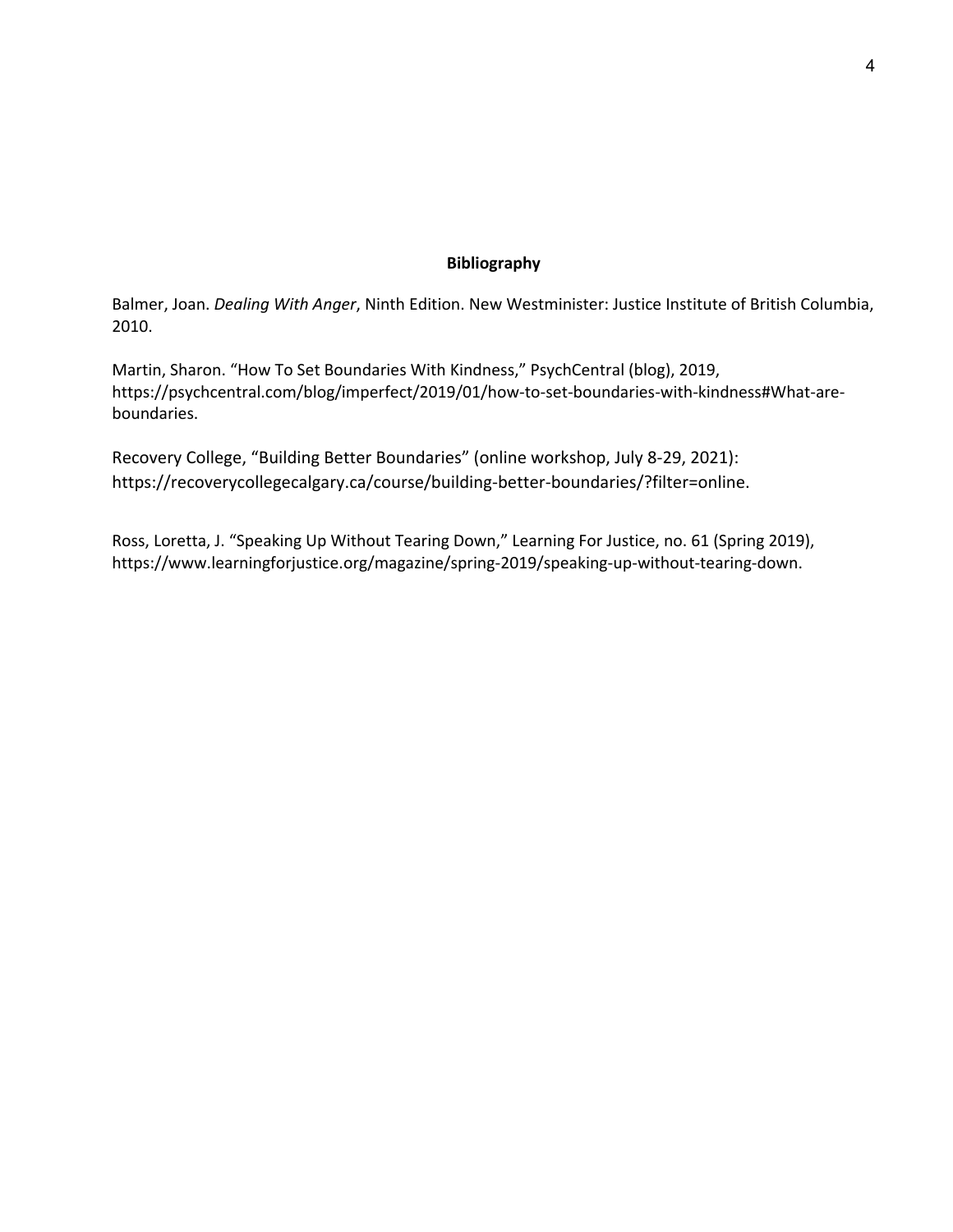**Bibliography**

Balmer, Joan. *Dealing With Anger*, Ninth Edition. New Westminister: Justice Institute of British Columbia, 2010.

Martin, Sharon. "How To Set Boundaries With Kindness," PsychCentral (blog), 2019, https://psychcentral.com/blog/imperfect/2019/01/how-to-set-boundaries-with-kindness#What-are-boundaries.

Recovery College, "Building Better Boundaries" (online workshop, July 8-29, 2021): https://recoverycollegecalgary.ca/course/building-better-boundaries/?filter=online.

Ross, Loretta, J. "Speaking Up Without Tearing Down," Learning For Justice, no. 61 (Spring 2019), https://www.learningforjustice.org/magazine/spring-2019/speaking-up-without-tearing-down.